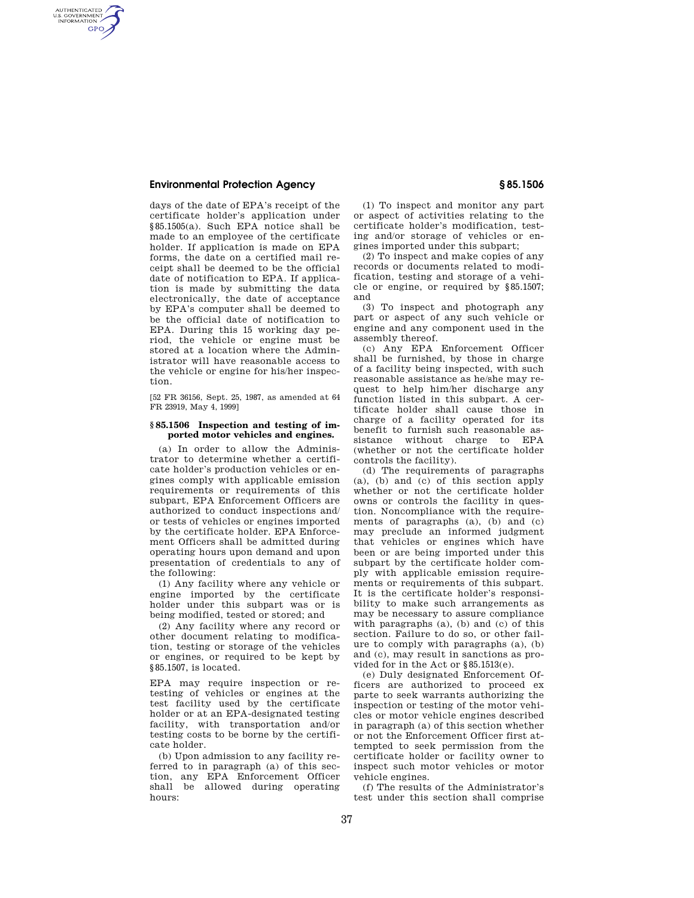days of the date of EPA's receipt of the certificate holder's application under §85.1505(a). Such EPA notice shall be made to an employee of the certificate holder. If application is made on EPA forms, the date on a certified mail receipt shall be deemed to be the official date of notification to EPA. If application is made by submitting the data electronically, the date of acceptance by EPA's computer shall be deemed to be the official date of notification to EPA. During this 15 working day period, the vehicle or engine must be stored at a location where the Administrator will have reasonable access to the vehicle or engine for his/her inspection.

[52 FR 36156, Sept. 25, 1987, as amended at 64 FR 23919, May 4, 1999]

### §85.1506 Inspection and testing of imported motor vehicles and engines.

(a) In order to allow the Administrator to determine whether a certificate holder's production vehicles or engines comply with applicable emission requirements or requirements of this subpart, EPA Enforcement Officers are authorized to conduct inspections and/or tests of vehicles or engines imported by the certificate holder. EPA Enforcement Officers shall be admitted during operating hours upon demand and upon presentation of credentials to any of the following:

(1) Any facility where any vehicle or engine imported by the certificate holder under this subpart was or is being modified, tested or stored; and

(2) Any facility where any record or other document relating to modification, testing or storage of the vehicles or engines, or required to be kept by §85.1507, is located.

EPA may require inspection or retesting of vehicles or engines at the test facility used by the certificate holder or at an EPA-designated testing facility, with transportation and/or testing costs to be borne by the certificate holder.

(b) Upon admission to any facility referred to in paragraph (a) of this section, any EPA Enforcement Officer shall be allowed during operating hours:

(1) To inspect and monitor any part or aspect of activities relating to the certificate holder's modification, testing and/or storage of vehicles or engines imported under this subpart;

(2) To inspect and make copies of any records or documents related to modification, testing and storage of a vehicle or engine, or required by §85.1507; and

(3) To inspect and photograph any part or aspect of any such vehicle or engine and any component used in the assembly thereof.

(c) Any EPA Enforcement Officer shall be furnished, by those in charge of a facility being inspected, with such reasonable assistance as he/she may request to help him/her discharge any function listed in this subpart. A certificate holder shall cause those in charge of a facility operated for its benefit to furnish such reasonable assistance without charge to EPA (whether or not the certificate holder controls the facility).

(d) The requirements of paragraphs (a), (b) and (c) of this section apply whether or not the certificate holder owns or controls the facility in question. Noncompliance with the requirements of paragraphs (a), (b) and (c) may preclude an informed judgment that vehicles or engines which have been or are being imported under this subpart by the certificate holder comply with applicable emission requirements or requirements of this subpart. It is the certificate holder's responsibility to make such arrangements as may be necessary to assure compliance with paragraphs (a), (b) and (c) of this section. Failure to do so, or other failure to comply with paragraphs (a), (b) and (c), may result in sanctions as provided for in the Act or §85.1513(e).

(e) Duly designated Enforcement Officers are authorized to proceed ex parte to seek warrants authorizing the inspection or testing of the motor vehicles or motor vehicle engines described in paragraph (a) of this section whether or not the Enforcement Officer first attempted to seek permission from the certificate holder or facility owner to inspect such motor vehicles or motor vehicle engines.

(f) The results of the Administrator's test under this section shall comprise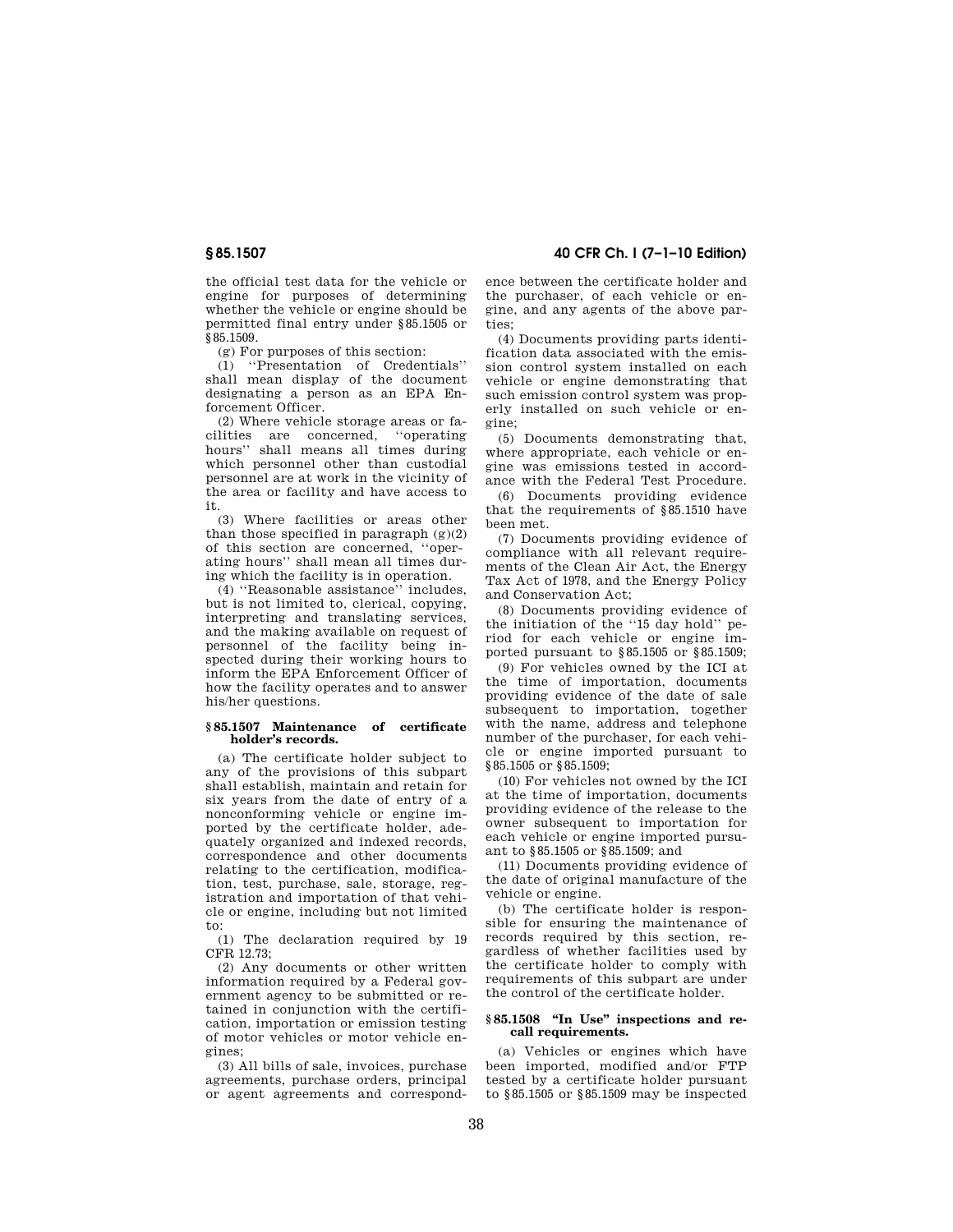the official test data for the vehicle or engine for purposes of determining whether the vehicle or engine should be permitted final entry under §85.1505 or §85.1509.

(g) For purposes of this section:

(1) ''Presentation of Credentials'' shall mean display of the document designating a person as an EPA Enforcement Officer.

(2) Where vehicle storage areas or facilities are concerned, ''operating hours'' shall means all times during which personnel other than custodial personnel are at work in the vicinity of the area or facility and have access to it.

(3) Where facilities or areas other than those specified in paragraph (g)(2) of this section are concerned, ''operating hours'' shall mean all times during which the facility is in operation.

(4) ''Reasonable assistance'' includes, but is not limited to, clerical, copying, interpreting and translating services, and the making available on request of personnel of the facility being inspected during their working hours to inform the EPA Enforcement Officer of how the facility operates and to answer his/her questions.

### §85.1507 Maintenance of certificate holder's records.

(a) The certificate holder subject to any of the provisions of this subpart shall establish, maintain and retain for six years from the date of entry of a nonconforming vehicle or engine imported by the certificate holder, adequately organized and indexed records, correspondence and other documents relating to the certification, modification, test, purchase, sale, storage, registration and importation of that vehicle or engine, including but not limited to:

(1) The declaration required by 19 CFR 12.73;

(2) Any documents or other written information required by a Federal government agency to be submitted or retained in conjunction with the certification, importation or emission testing of motor vehicles or motor vehicle engines;

(3) All bills of sale, invoices, purchase agreements, purchase orders, principal or agent agreements and correspondence between the certificate holder and the purchaser, of each vehicle or engine, and any agents of the above parties;

(4) Documents providing parts identification data associated with the emission control system installed on each vehicle or engine demonstrating that such emission control system was properly installed on such vehicle or engine;

(5) Documents demonstrating that, where appropriate, each vehicle or engine was emissions tested in accordance with the Federal Test Procedure.

(6) Documents providing evidence that the requirements of §85.1510 have been met.

(7) Documents providing evidence of compliance with all relevant requirements of the Clean Air Act, the Energy Tax Act of 1978, and the Energy Policy and Conservation Act;

(8) Documents providing evidence of the initiation of the ''15 day hold'' period for each vehicle or engine imported pursuant to §85.1505 or §85.1509;

(9) For vehicles owned by the ICI at the time of importation, documents providing evidence of the date of sale subsequent to importation, together with the name, address and telephone number of the purchaser, for each vehicle or engine imported pursuant to §85.1505 or §85.1509;

(10) For vehicles not owned by the ICI at the time of importation, documents providing evidence of the release to the owner subsequent to importation for each vehicle or engine imported pursuant to §85.1505 or §85.1509; and

(11) Documents providing evidence of the date of original manufacture of the vehicle or engine.

(b) The certificate holder is responsible for ensuring the maintenance of records required by this section, regardless of whether facilities used by the certificate holder to comply with requirements of this subpart are under the control of the certificate holder.

### §85.1508 "In Use" inspections and recall requirements.

(a) Vehicles or engines which have been imported, modified and/or FTP tested by a certificate holder pursuant to §85.1505 or §85.1509 may be inspected